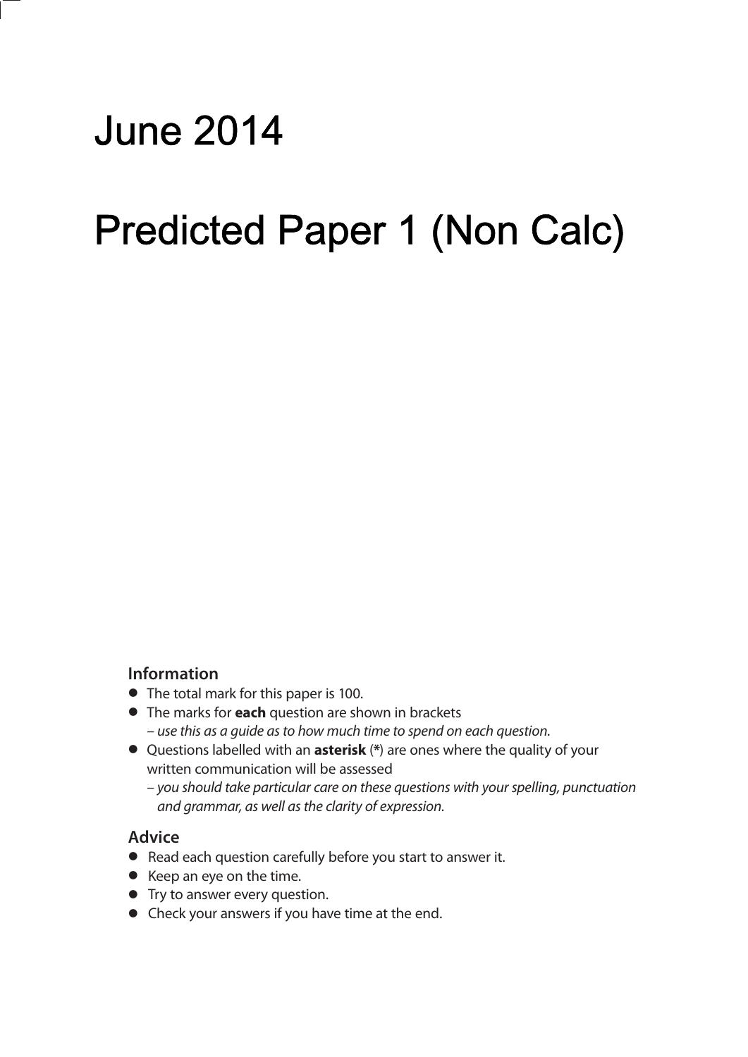# June 2014

# Predicted Paper 1 (Non Calc)

**Information**

- The total mark for this paper is 100.
- The marks for **each** question are shown in brackets
  – *use this as a guide as to how much time to spend on each question.*
- Questions labelled with an **asterisk** (**\***) are ones where the quality of your written communication will be assessed
  – *you should take particular care on these questions with your spelling, punctuation and grammar, as well as the clarity of expression.*

**Advice**

- Read each question carefully before you start to answer it.
- Keep an eye on the time.
- Try to answer every question.
- Check your answers if you have time at the end.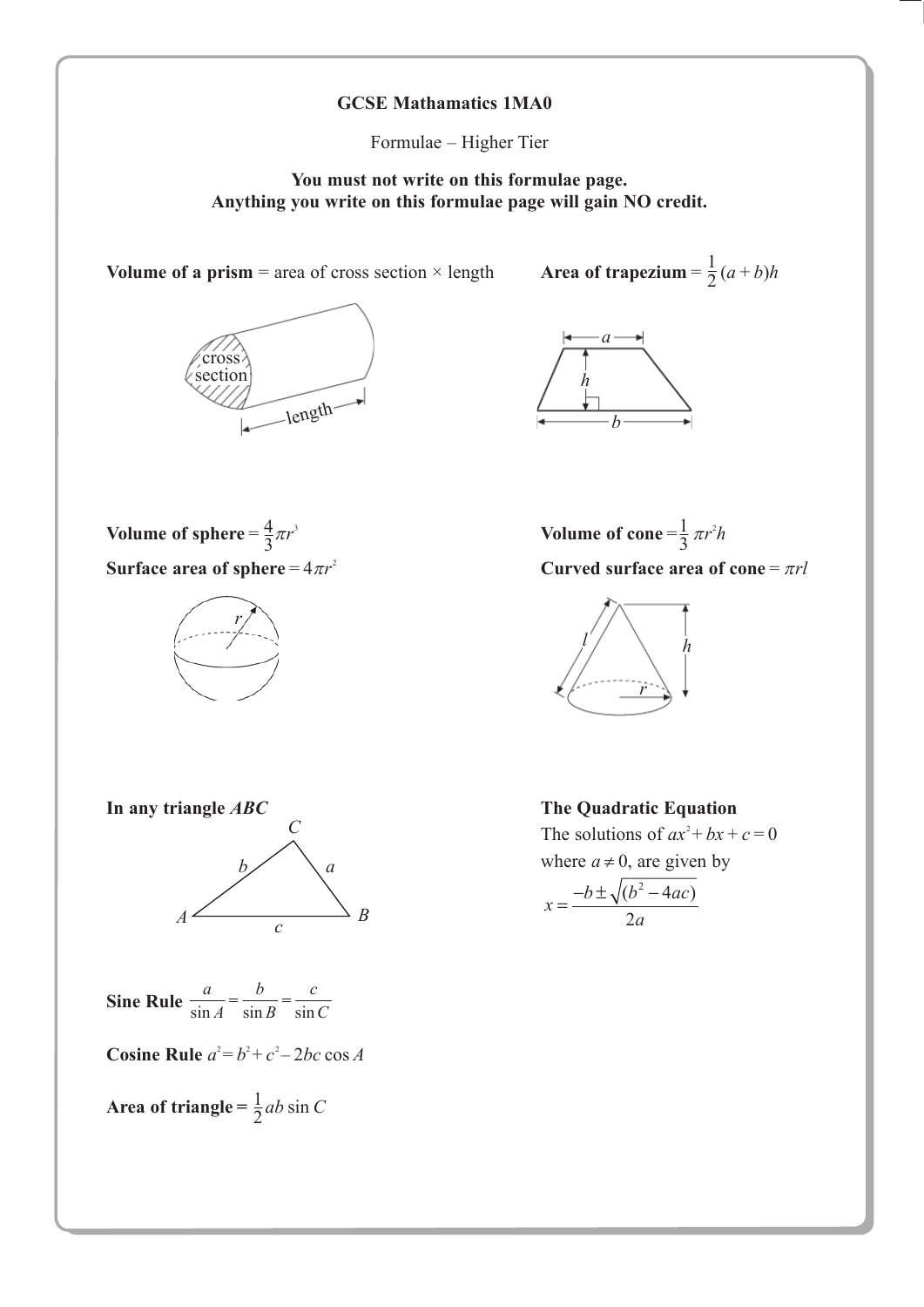**GCSE Mathamatics 1MA0**

Formulae – Higher Tier

**You must not write on this formulae page.**
**Anything you write on this formulae page will gain NO credit.**

**Volume of a prism** = area of cross section × length

**Area of trapezium** = $\frac{1}{2}(a + b)h$

**Volume of sphere** = $\frac{4}{3}\pi r^3$

**Surface area of sphere** = $4\pi r^2$

**Volume of cone** = $\frac{1}{3}\pi r^2 h$

**Curved surface area of cone** = $\pi rl$

**In any triangle** ***ABC***

**Sine Rule** $\frac{a}{\sin A} = \frac{b}{\sin B} = \frac{c}{\sin C}$

**Cosine Rule** $a^2 = b^2 + c^2 - 2bc \cos A$

**Area of triangle** = $\frac{1}{2}ab \sin C$

**The Quadratic Equation**

The solutions of $ax^2 + bx + c = 0$

where $a \neq 0$, are given by

$$x = \frac{-b \pm \sqrt{(b^2 - 4ac)}}{2a}$$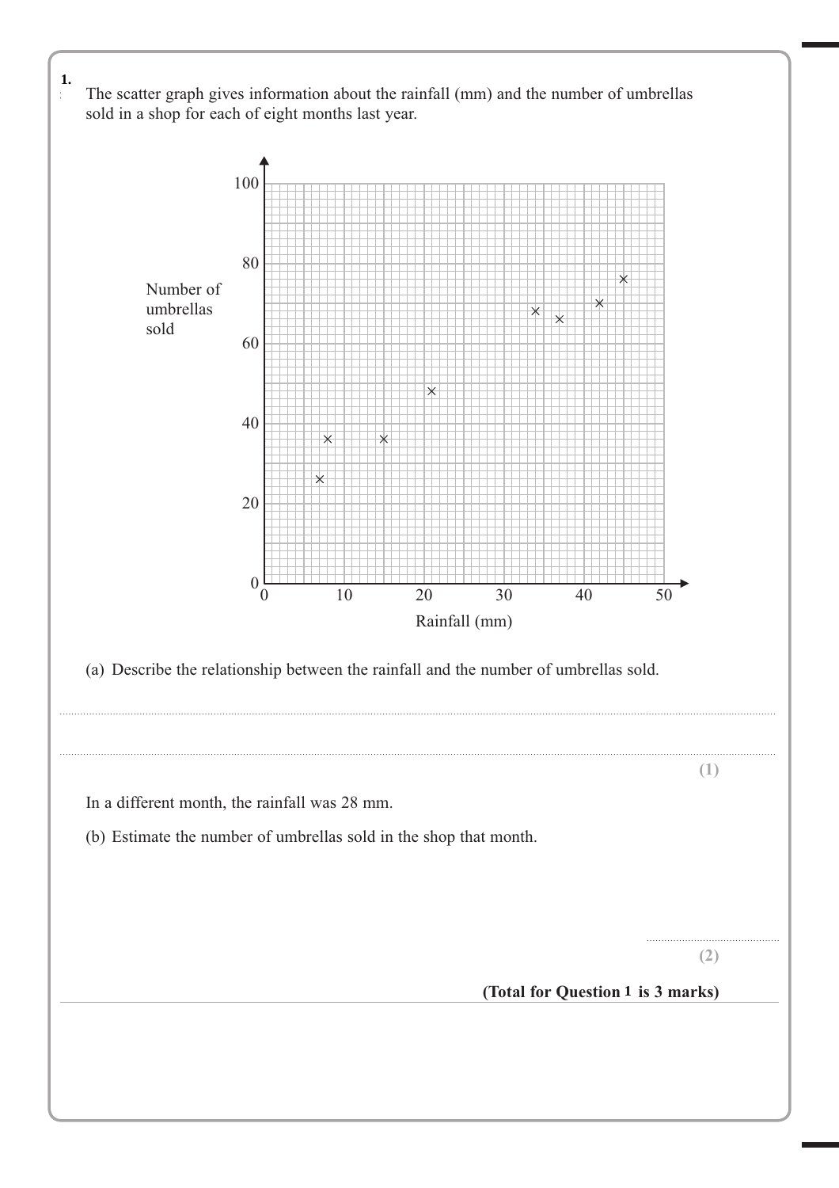**1.** The scatter graph gives information about the rainfall (mm) and the number of umbrellas sold in a shop for each of eight months last year.

(a) Describe the relationship between the rainfall and the number of umbrellas sold.

..............................................................................................................................................

..............................................................................................................................................

**(1)**

In a different month, the rainfall was 28 mm.

(b) Estimate the number of umbrellas sold in the shop that month.

..............................................

**(2)**

**(Total for Question 1 is 3 marks)**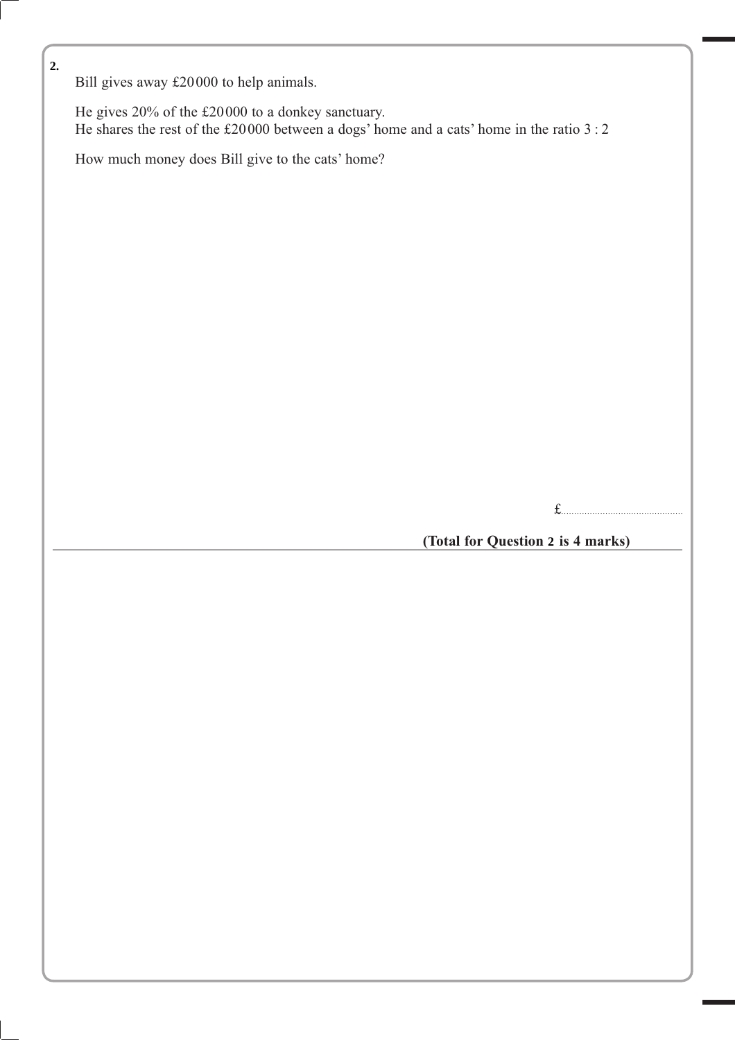**2.** Bill gives away £20000 to help animals.

He gives 20% of the £20000 to a donkey sanctuary.
He shares the rest of the £20000 between a dogs' home and a cats' home in the ratio 3 : 2

How much money does Bill give to the cats' home?

£..............................................

**(Total for Question 2 is 4 marks)**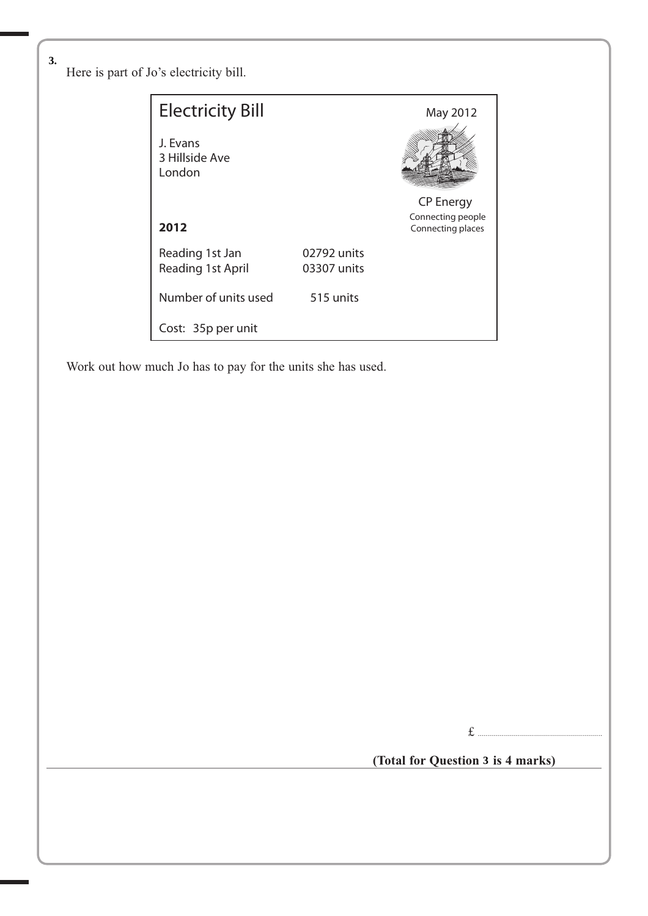**3.** Here is part of Jo's electricity bill.

| Electricity Bill | | May 2012 |
|---|---|---|
| J. Evans<br>3 Hillside Ave<br>London | | CP Energy<br>Connecting people<br>Connecting places |
| **2012** | | |
| Reading 1st Jan | 02792 units | |
| Reading 1st April | 03307 units | |
| Number of units used | 515 units | |
| Cost: 35p per unit | | |

Work out how much Jo has to pay for the units she has used.

£ ..............................

**(Total for Question 3 is 4 marks)**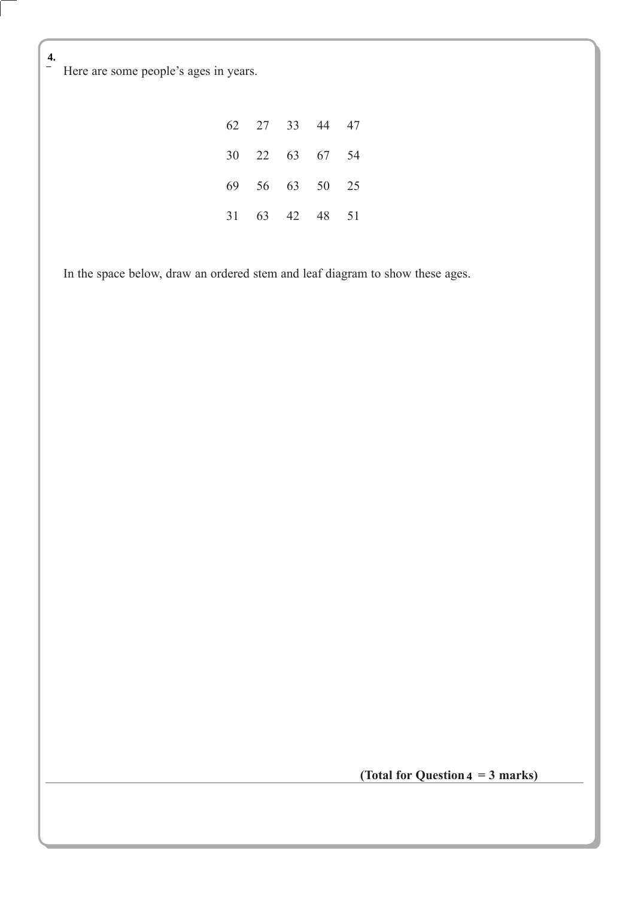**4.** Here are some people's ages in years.

| | | | | |
|---|---|---|---|---|
| 62 | 27 | 33 | 44 | 47 |
| 30 | 22 | 63 | 67 | 54 |
| 69 | 56 | 63 | 50 | 25 |
| 31 | 63 | 42 | 48 | 51 |

In the space below, draw an ordered stem and leaf diagram to show these ages.

**(Total for Question 4 = 3 marks)**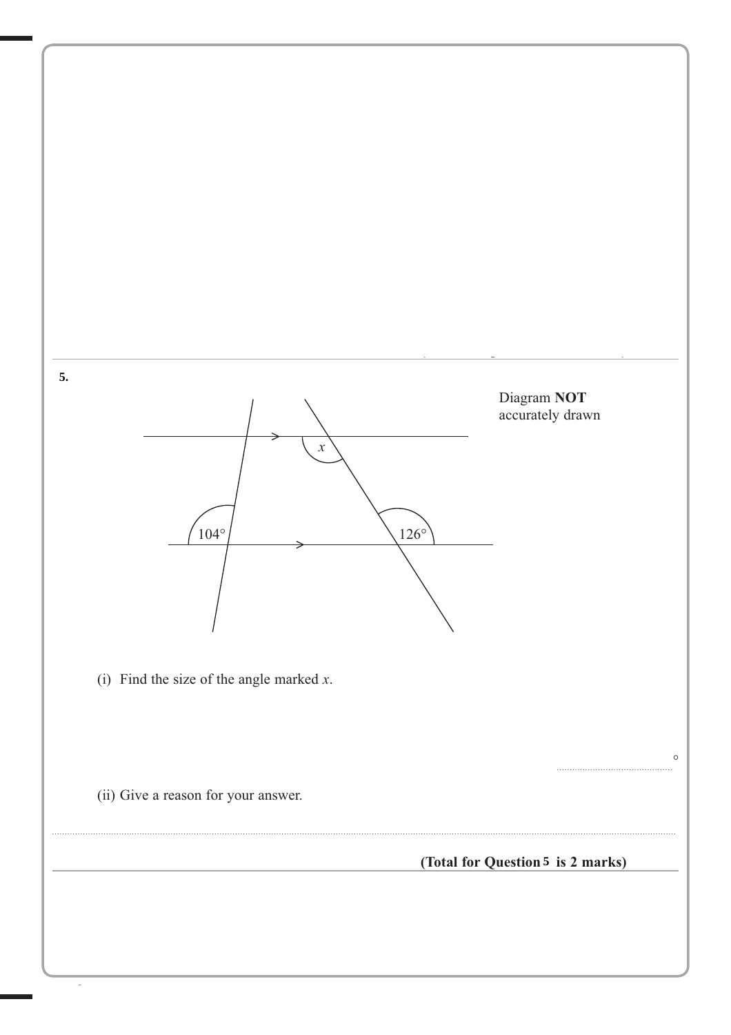**5.**

Diagram **NOT** accurately drawn

(i) Find the size of the angle marked $x$.

..........................................°

(ii) Give a reason for your answer.

..........................................................................................................................................

**(Total for Question 5 is 2 marks)**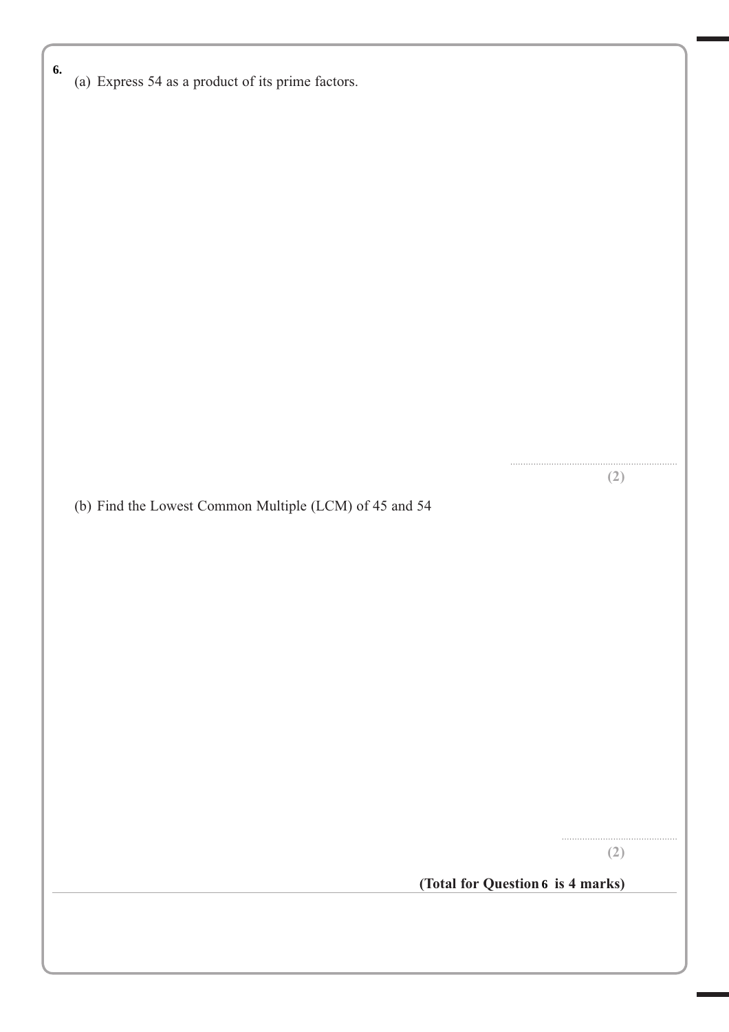**6.** (a) Express 54 as a product of its prime factors.

..............................................................

**(2)**

(b) Find the Lowest Common Multiple (LCM) of 45 and 54

..............................................................

**(2)**

**(Total for Question 6 is 4 marks)**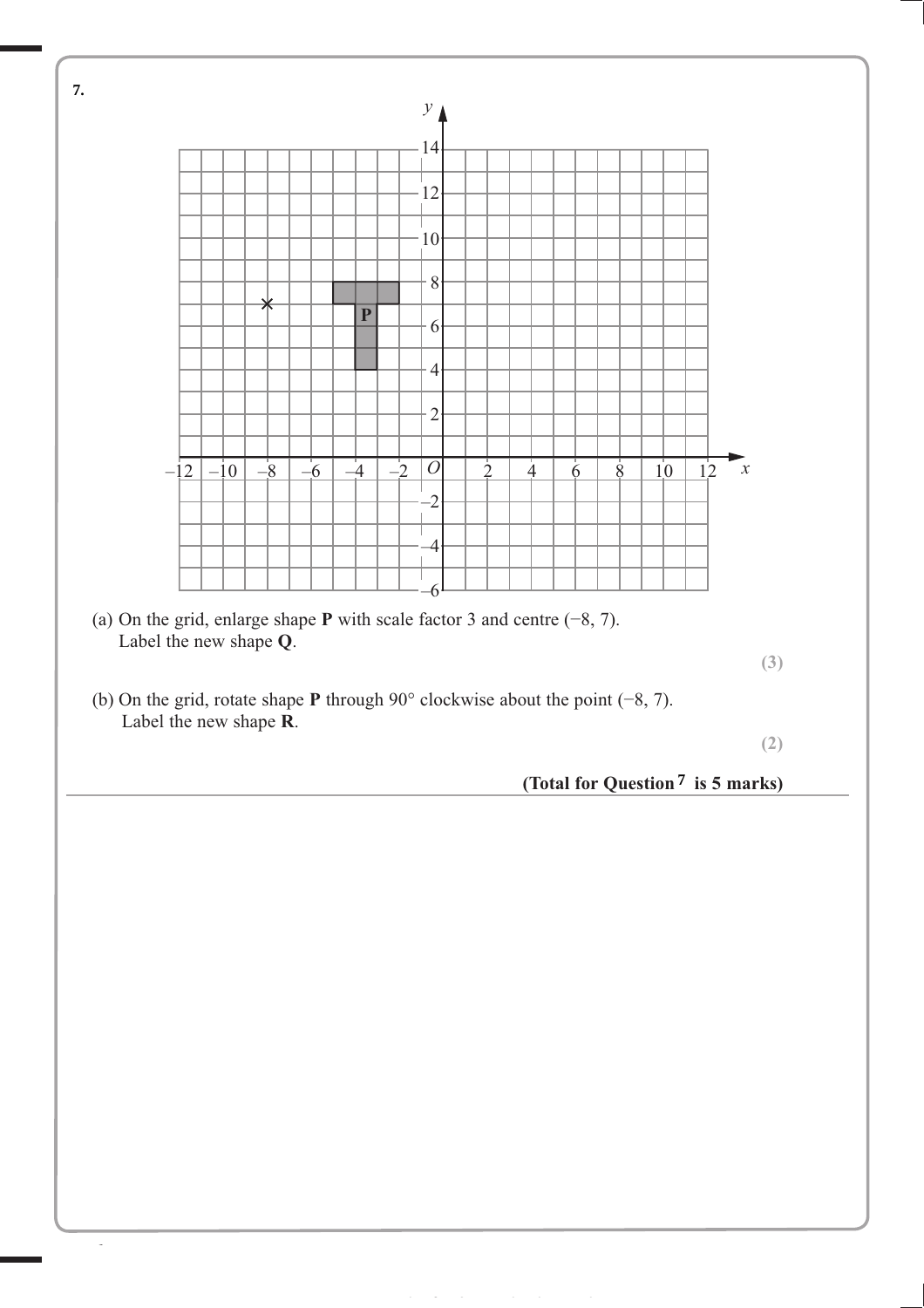**7.**

(a) On the grid, enlarge shape **P** with scale factor 3 and centre $(-8, 7)$.
Label the new shape **Q**.

**(3)**

(b) On the grid, rotate shape **P** through 90° clockwise about the point $(-8, 7)$.
Label the new shape **R**.

**(2)**

**(Total for Question 7 is 5 marks)**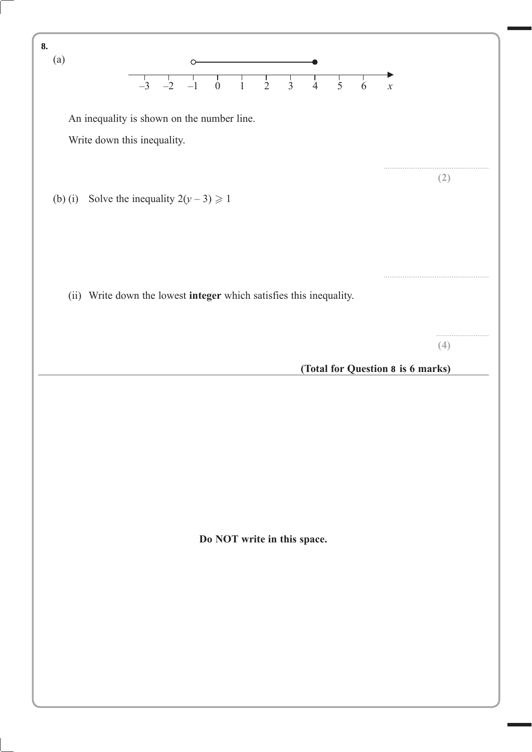**8.**

(a)

An inequality is shown on the number line.

Write down this inequality.

..........................................................
**(2)**

(b) (i) Solve the inequality $2(y - 3) \geqslant 1$

..........................................................

(ii) Write down the lowest **integer** which satisfies this inequality.

..............................
**(4)**

**(Total for Question 8 is 6 marks)**

**Do NOT write in this space.**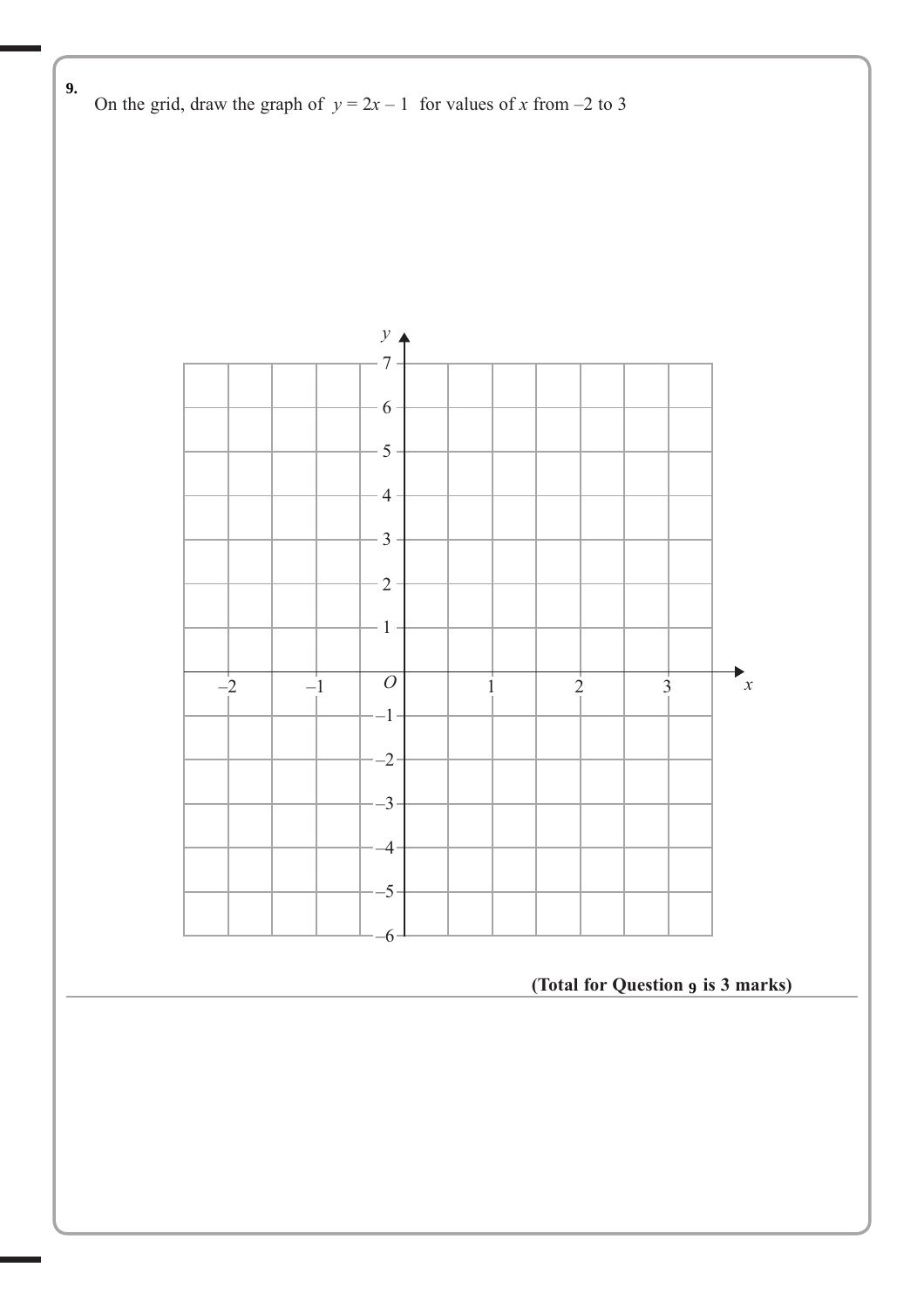**9.** On the grid, draw the graph of $y = 2x - 1$ for values of $x$ from $-2$ to $3$

**(Total for Question 9 is 3 marks)**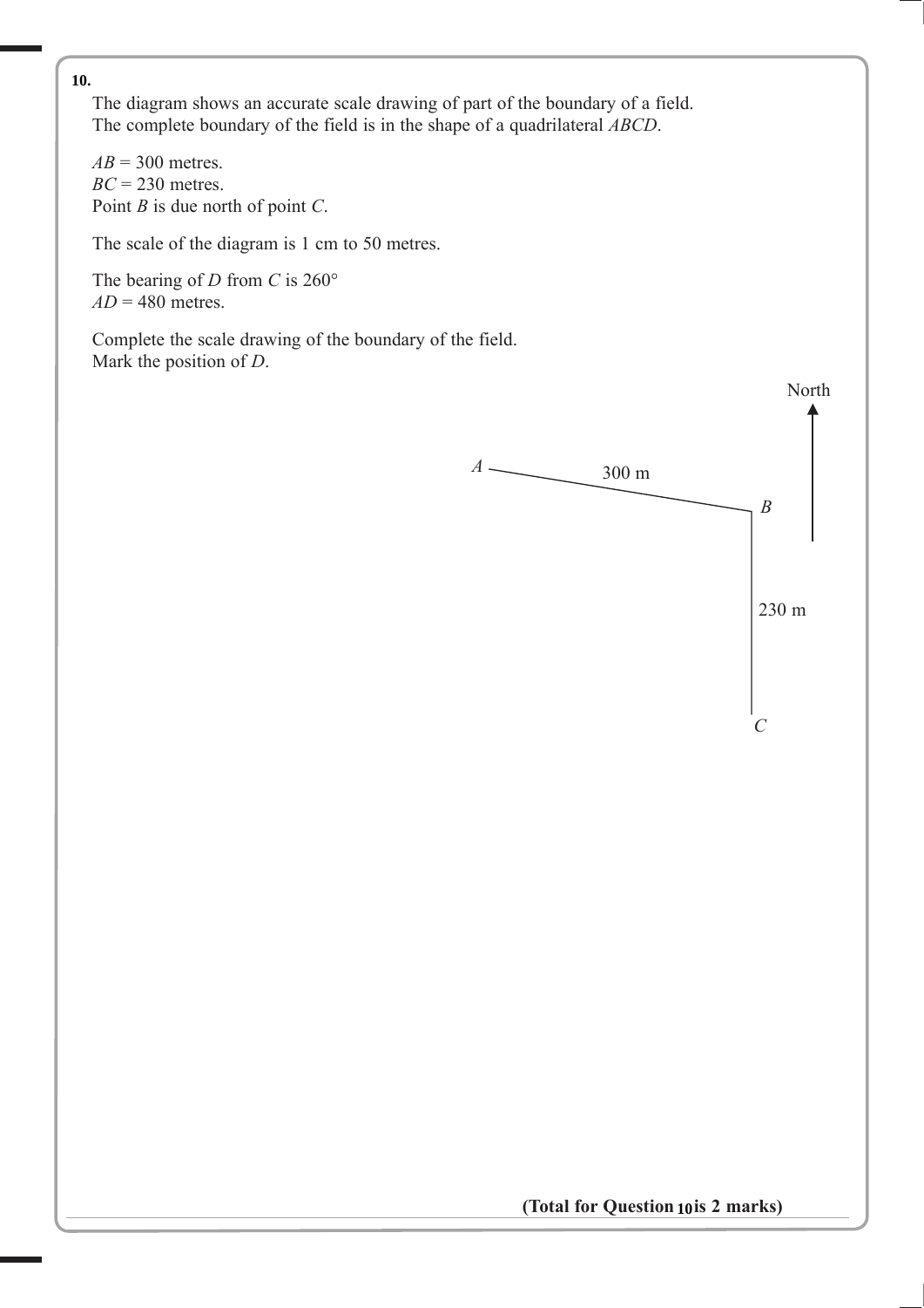**10.**

The diagram shows an accurate scale drawing of part of the boundary of a field.
The complete boundary of the field is in the shape of a quadrilateral *ABCD*.

$AB = 300$ metres.
$BC = 230$ metres.
Point *B* is due north of point *C*.

The scale of the diagram is 1 cm to 50 metres.

The bearing of *D* from *C* is 260°
$AD = 480$ metres.

Complete the scale drawing of the boundary of the field.
Mark the position of *D*.

North

*A*

300 m

*B*

230 m

*C*

**(Total for Question 10 is 2 marks)**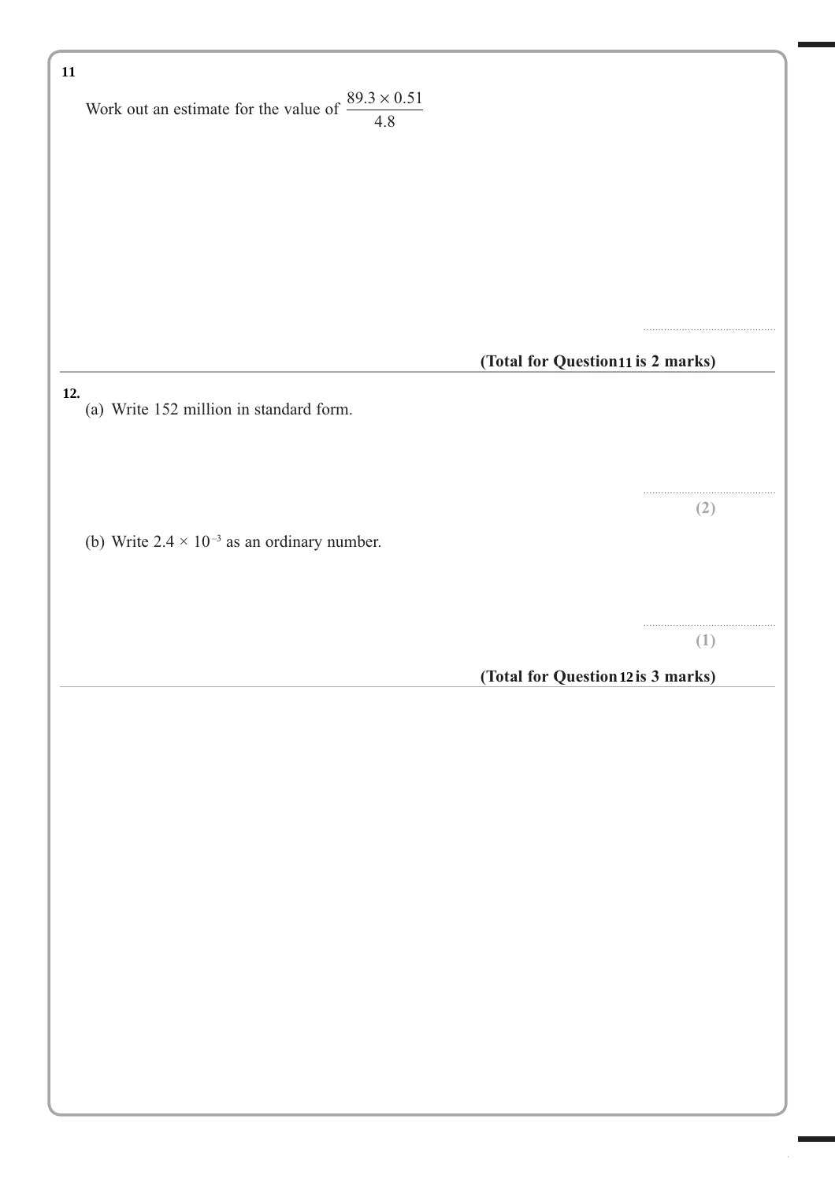**11**

Work out an estimate for the value of $\dfrac{89.3 \times 0.51}{4.8}$

..............................................

**(Total for Question 11 is 2 marks)**

---

**12.**

(a) Write 152 million in standard form.

..............................................
**(2)**

(b) Write $2.4 \times 10^{-3}$ as an ordinary number.

..............................................
**(1)**

**(Total for Question 12 is 3 marks)**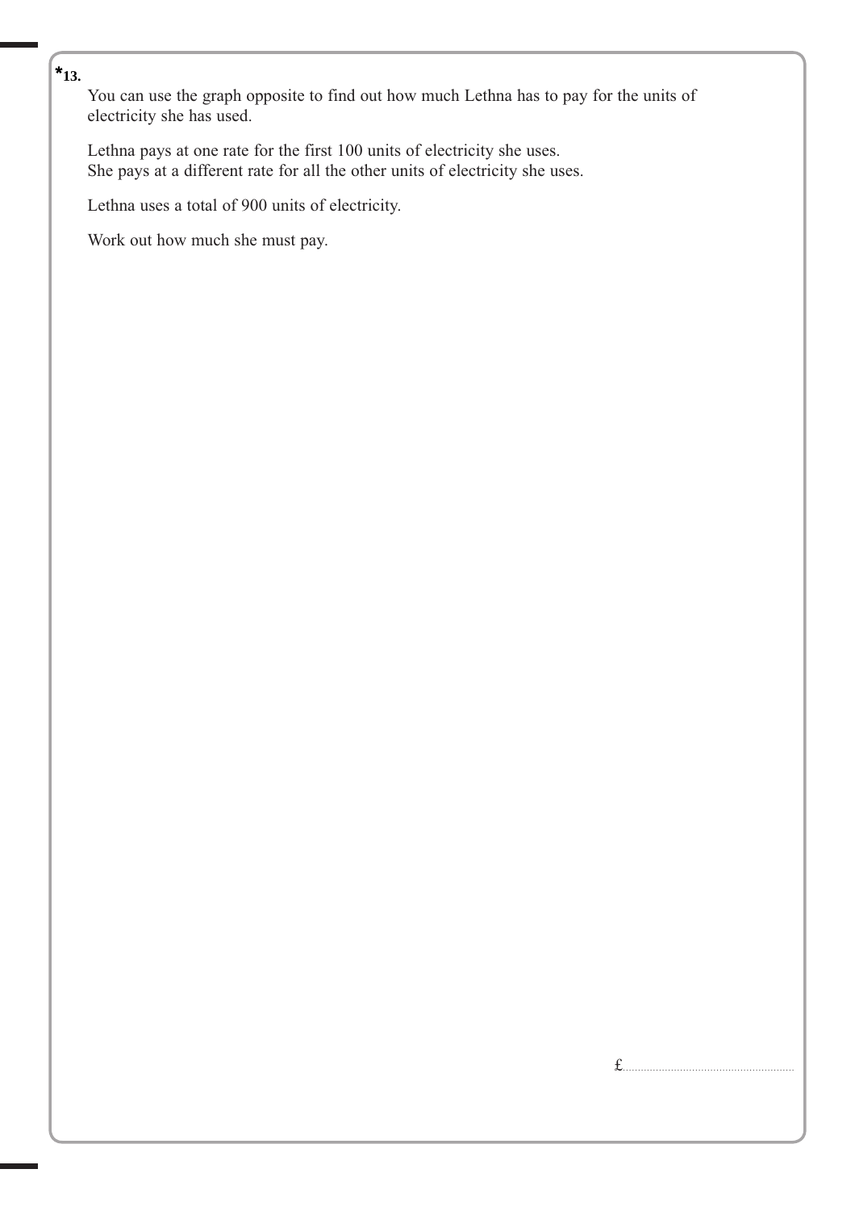*13. You can use the graph opposite to find out how much Lethna has to pay for the units of electricity she has used.

Lethna pays at one rate for the first 100 units of electricity she uses.
She pays at a different rate for all the other units of electricity she uses.

Lethna uses a total of 900 units of electricity.

Work out how much she must pay.

£..........................................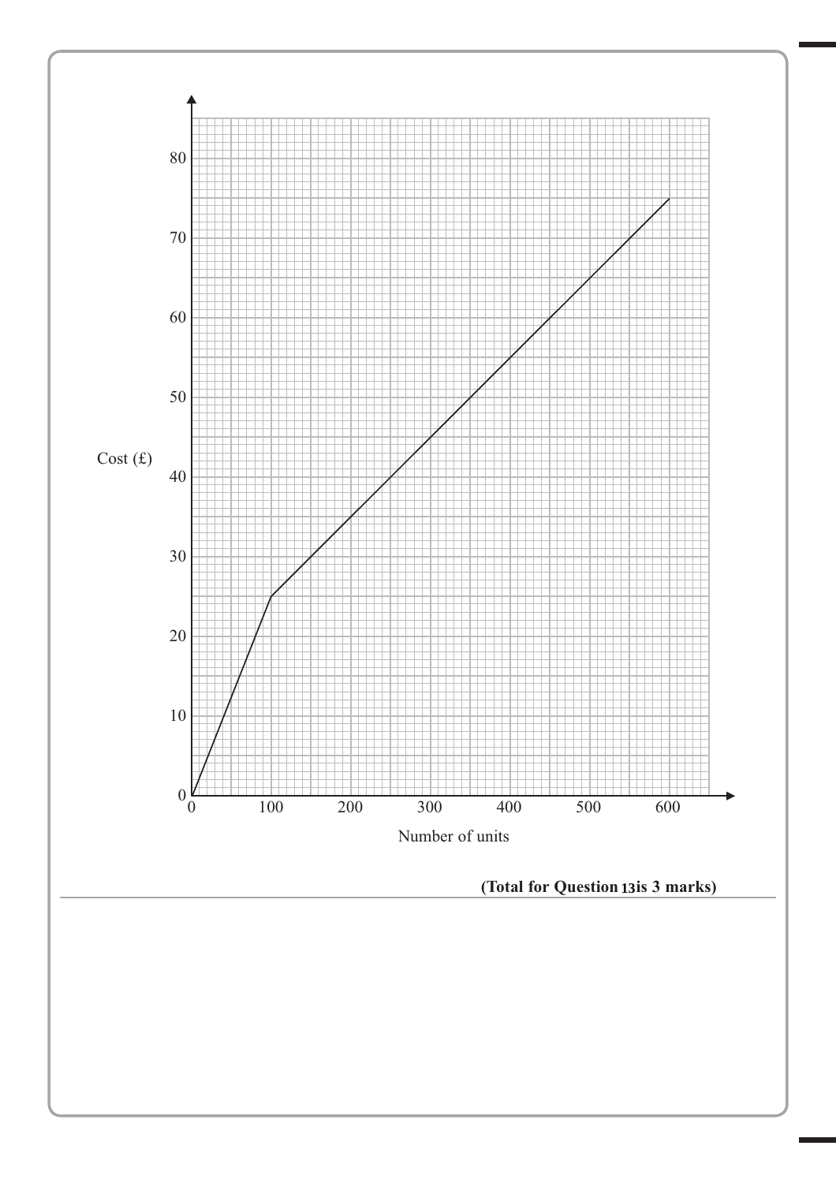**(Total for Question 13 is 3 marks)**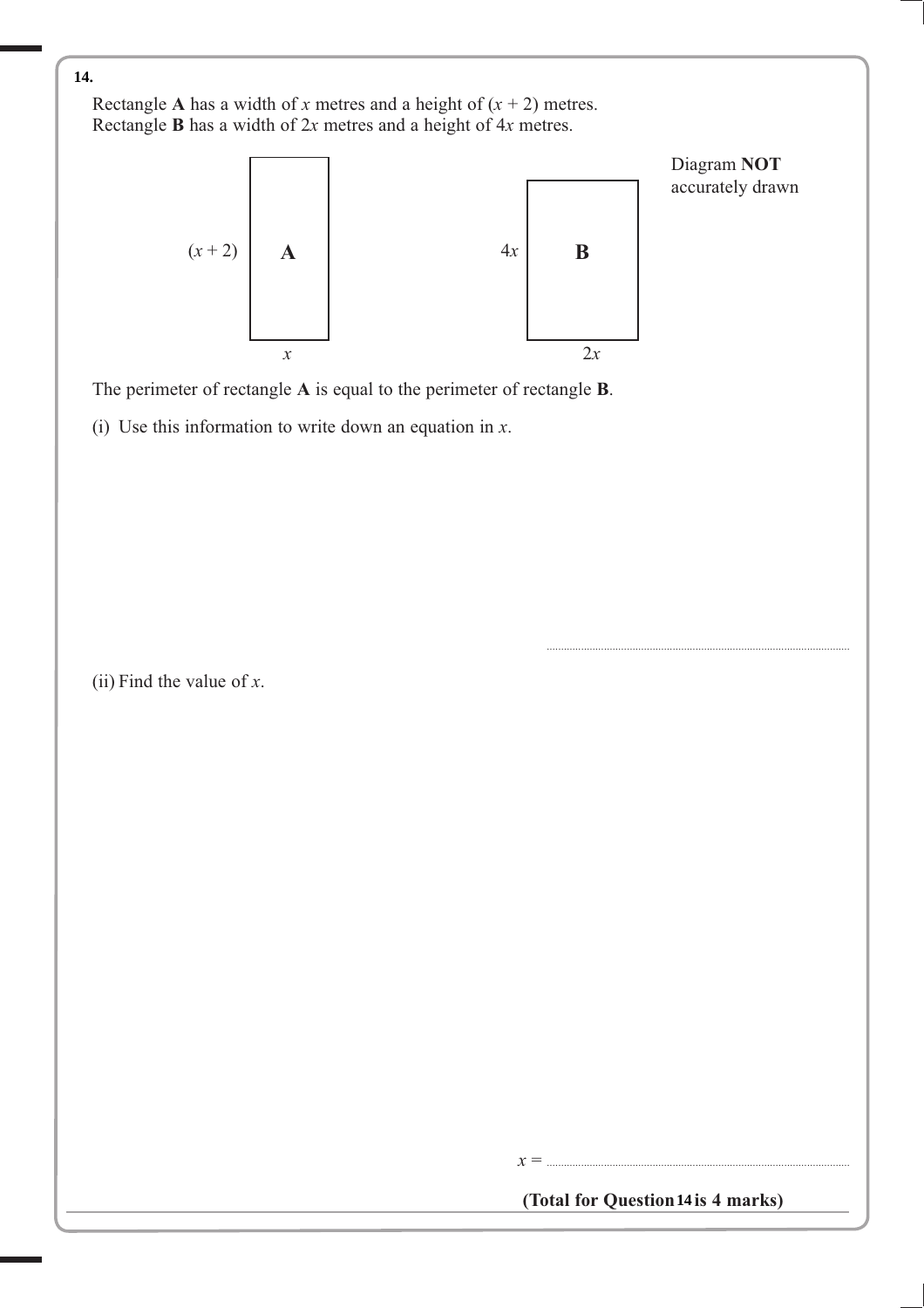**14.**

Rectangle **A** has a width of $x$ metres and a height of $(x + 2)$ metres.
Rectangle **B** has a width of $2x$ metres and a height of $4x$ metres.

Diagram **NOT** accurately drawn

$(x + 2)$ **A** $x$

$4x$ **B** $2x$

The perimeter of rectangle **A** is equal to the perimeter of rectangle **B**.

(i) Use this information to write down an equation in $x$.

..............................................................

(ii) Find the value of $x$.

$x =$ ..............................................................

**(Total for Question 14 is 4 marks)**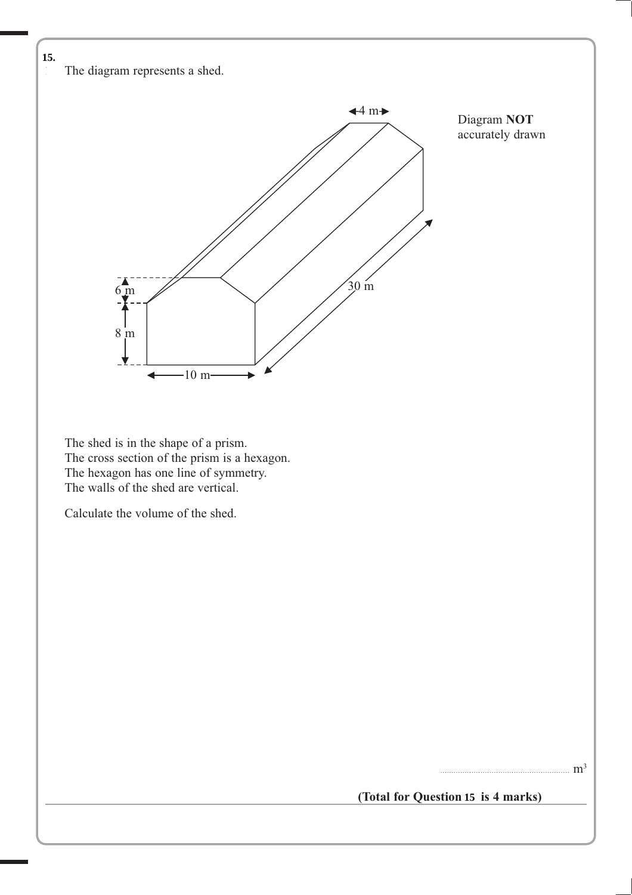**15.** The diagram represents a shed.

4 m

Diagram **NOT** accurately drawn

6 m

8 m

10 m

30 m

The shed is in the shape of a prism.
The cross section of the prism is a hexagon.
The hexagon has one line of symmetry.
The walls of the shed are vertical.

Calculate the volume of the shed.

.......................................................... $m^3$

**(Total for Question 15 is 4 marks)**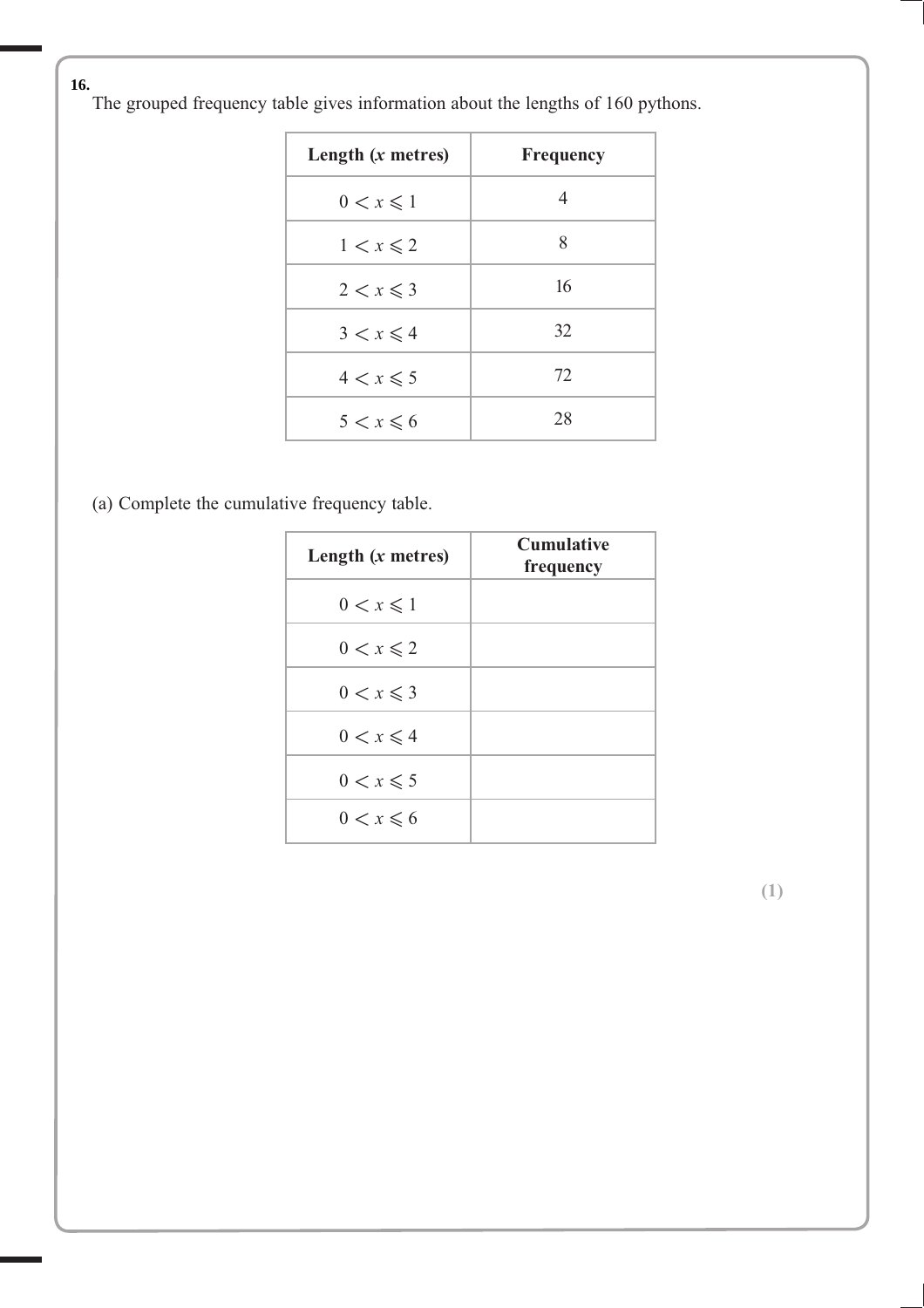**16.**

The grouped frequency table gives information about the lengths of 160 pythons.

| Length ($x$ metres) | Frequency |
|---|---|
| $0 < x \leqslant 1$ | 4 |
| $1 < x \leqslant 2$ | 8 |
| $2 < x \leqslant 3$ | 16 |
| $3 < x \leqslant 4$ | 32 |
| $4 < x \leqslant 5$ | 72 |
| $5 < x \leqslant 6$ | 28 |

(a) Complete the cumulative frequency table.

| Length ($x$ metres) | Cumulative frequency |
|---|---|
| $0 < x \leqslant 1$ | |
| $0 < x \leqslant 2$ | |
| $0 < x \leqslant 3$ | |
| $0 < x \leqslant 4$ | |
| $0 < x \leqslant 5$ | |
| $0 < x \leqslant 6$ | |

**(1)**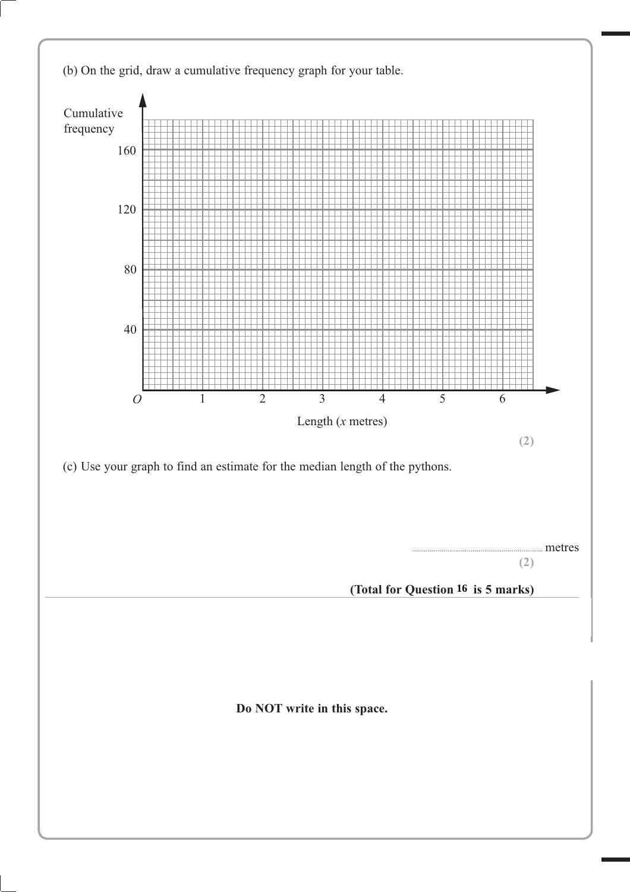(b) On the grid, draw a cumulative frequency graph for your table.

Cumulative frequency

160

120

80

40

$O$ 1 2 3 4 5 6

Length ($x$ metres)

**(2)**

(c) Use your graph to find an estimate for the median length of the pythons.

.................................................. metres

**(2)**

**(Total for Question 16 is 5 marks)**

**Do NOT write in this space.**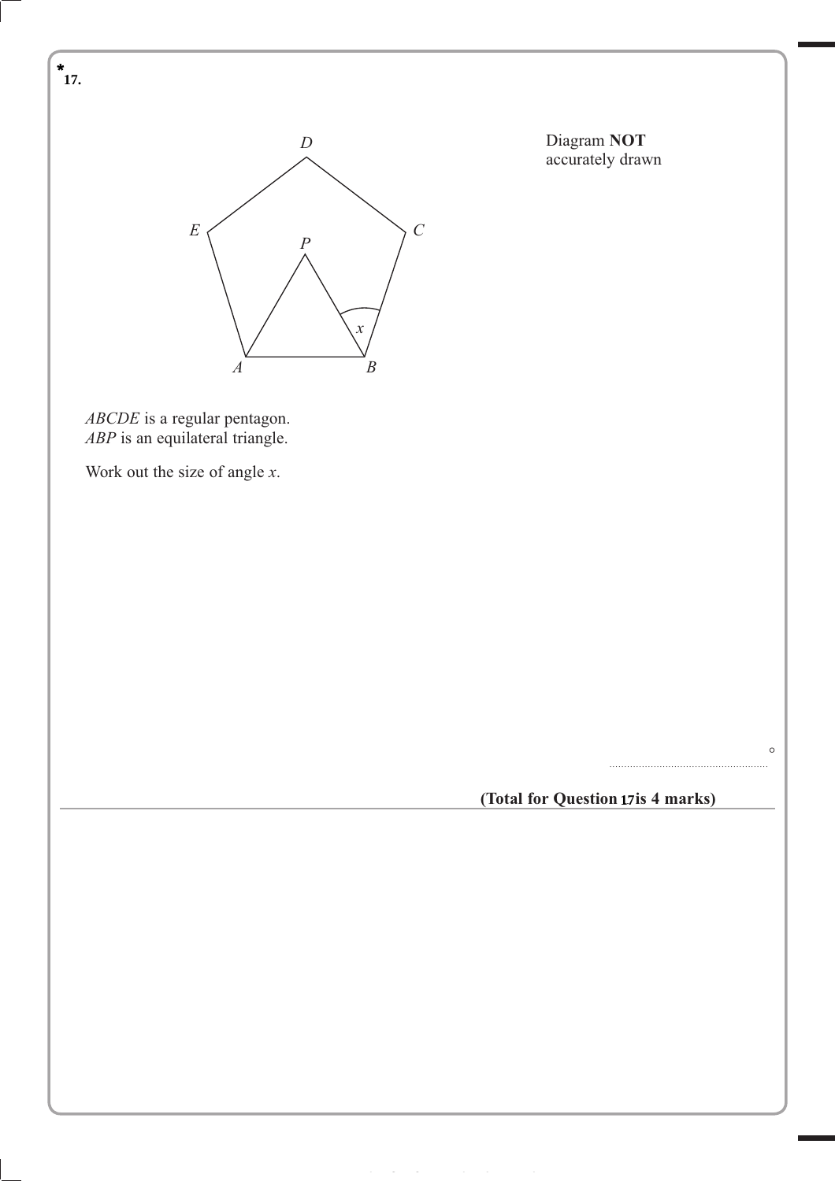**\*17.**

Diagram **NOT** accurately drawn

*ABCDE* is a regular pentagon.
*ABP* is an equilateral triangle.

Work out the size of angle $x$.

..................................................... °

**(Total for Question 17 is 4 marks)**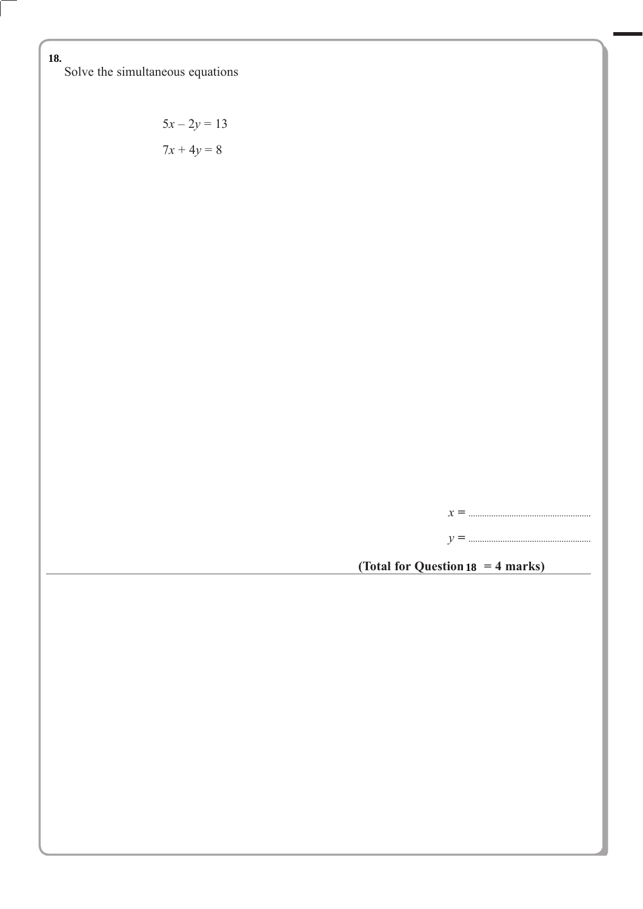**18.**

Solve the simultaneous equations

$$5x - 2y = 13$$

$$7x + 4y = 8$$

$x =$ ......................................................

$y =$ ......................................................

**(Total for Question 18 = 4 marks)**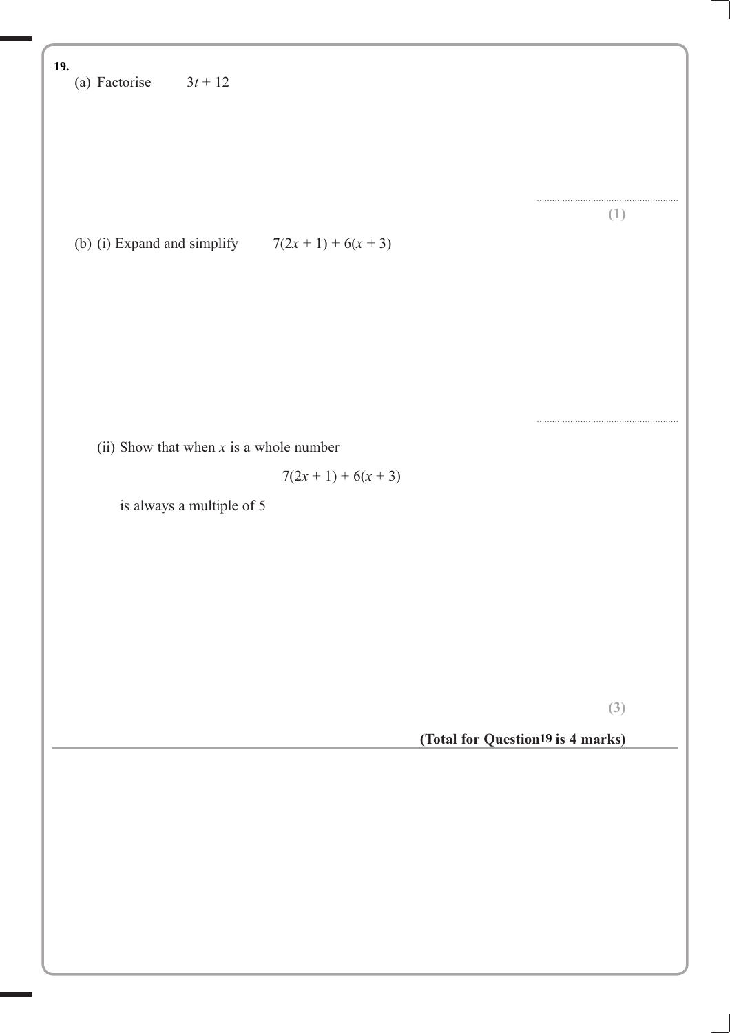**19.**

(a) Factorise $3t + 12$

......................................................

**(1)**

(b) (i) Expand and simplify $7(2x + 1) + 6(x + 3)$

......................................................

(ii) Show that when $x$ is a whole number

$$7(2x + 1) + 6(x + 3)$$

is always a multiple of 5

**(3)**

**(Total for Question 19 is 4 marks)**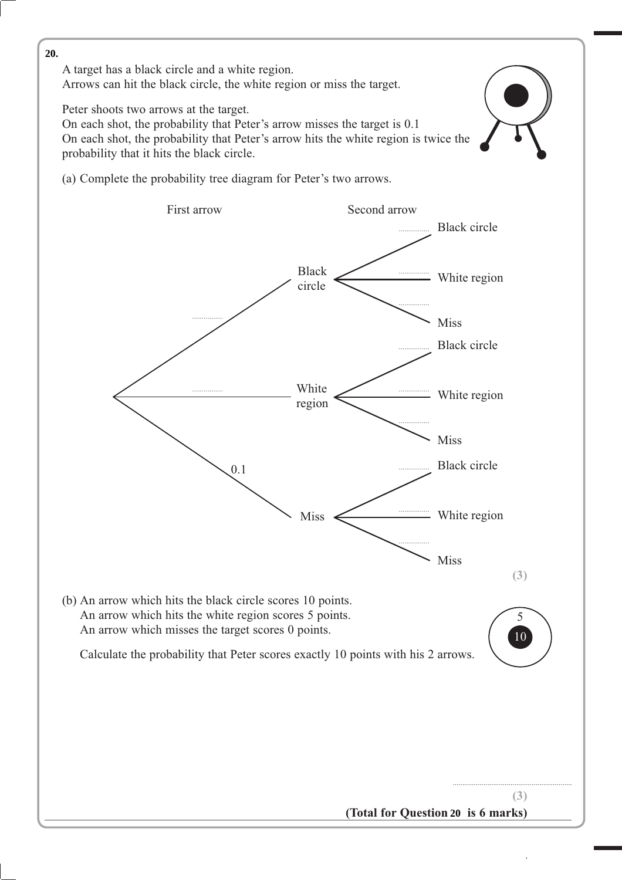**20.**

A target has a black circle and a white region.
Arrows can hit the black circle, the white region or miss the target.

Peter shoots two arrows at the target.
On each shot, the probability that Peter's arrow misses the target is 0.1
On each shot, the probability that Peter's arrow hits the white region is twice the probability that it hits the black circle.

(a) Complete the probability tree diagram for Peter's two arrows.

First arrow — Second arrow

- ........ Black circle
  - ........ Black circle
  - ........ White region
  - ........ Miss
- ........ White region
  - ........ Black circle
  - ........ White region
  - ........ Miss
- 0.1 Miss
  - ........ Black circle
  - ........ White region
  - ........ Miss

**(3)**

(b) An arrow which hits the black circle scores 10 points.
An arrow which hits the white region scores 5 points.
An arrow which misses the target scores 0 points.

Calculate the probability that Peter scores exactly 10 points with his 2 arrows.

..........................................................

**(3)**

**(Total for Question 20 is 6 marks)**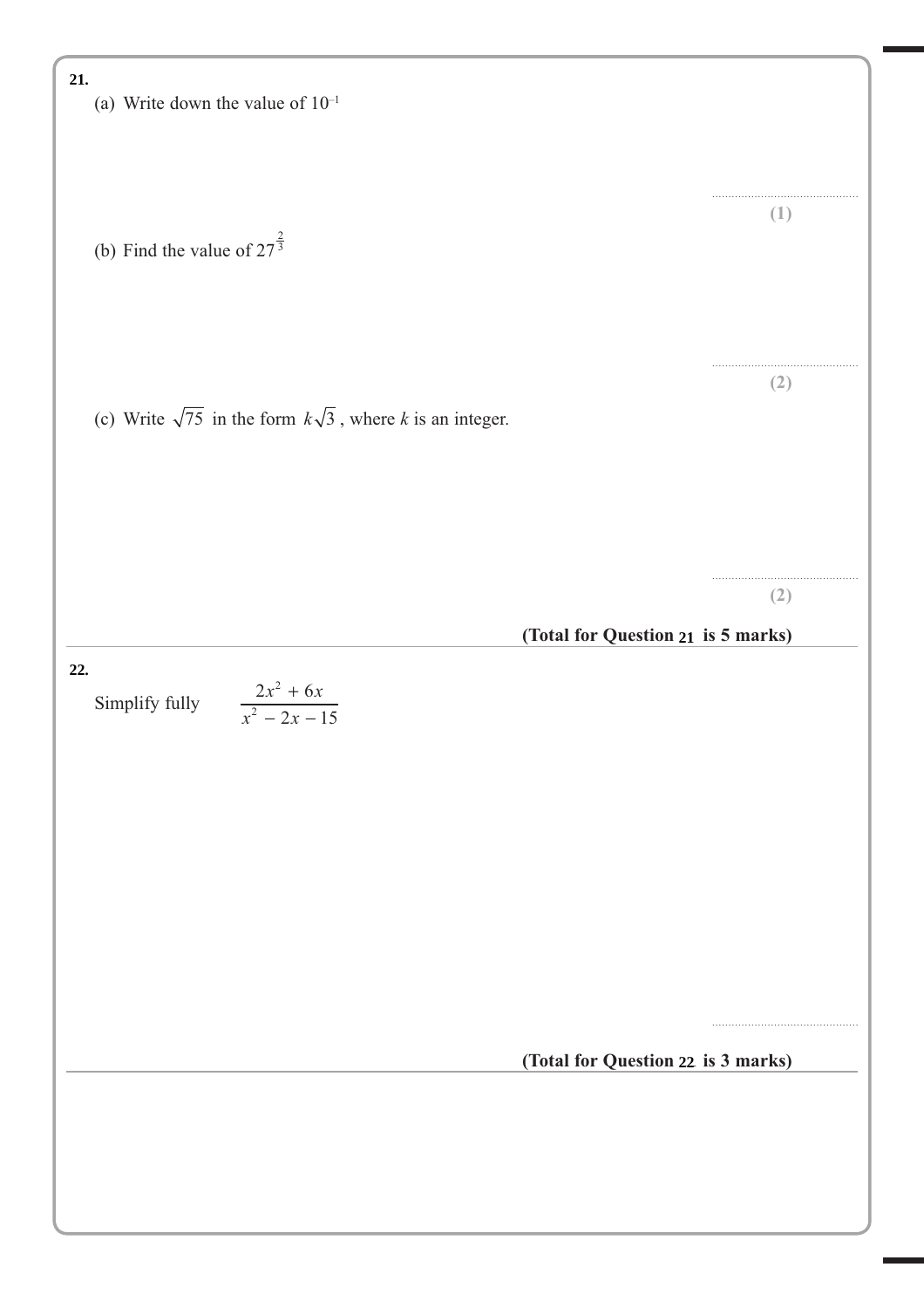**21.**

(a) Write down the value of $10^{-1}$

..............................................

**(1)**

(b) Find the value of $27^{\frac{2}{3}}$

..............................................

**(2)**

(c) Write $\sqrt{75}$ in the form $k\sqrt{3}$, where $k$ is an integer.

..............................................

**(2)**

**(Total for Question 21 is 5 marks)**

---

**22.**

Simplify fully $\dfrac{2x^2 + 6x}{x^2 - 2x - 15}$

..............................................

**(Total for Question 22 is 3 marks)**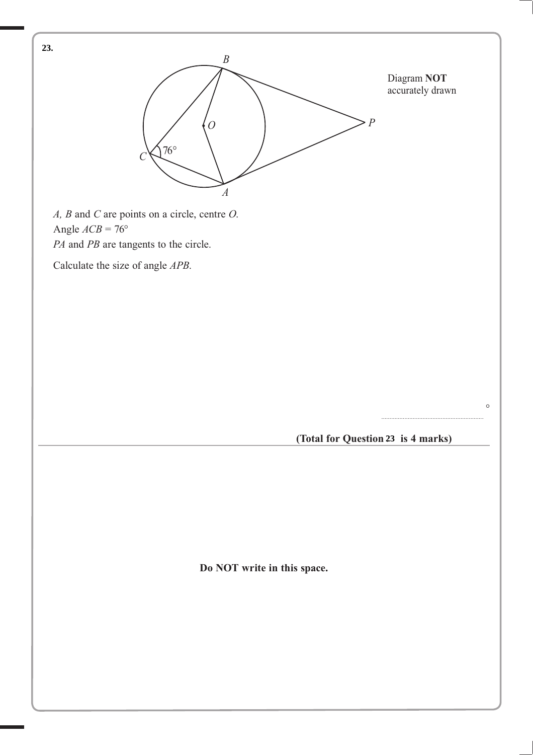**23.**

Diagram **NOT** accurately drawn

*A, B* and *C* are points on a circle, centre *O.*

Angle $ACB = 76°$

*PA* and *PB* are tangents to the circle.

Calculate the size of angle *APB*.

..................................................... °

**(Total for Question 23 is 4 marks)**

**Do NOT write in this space.**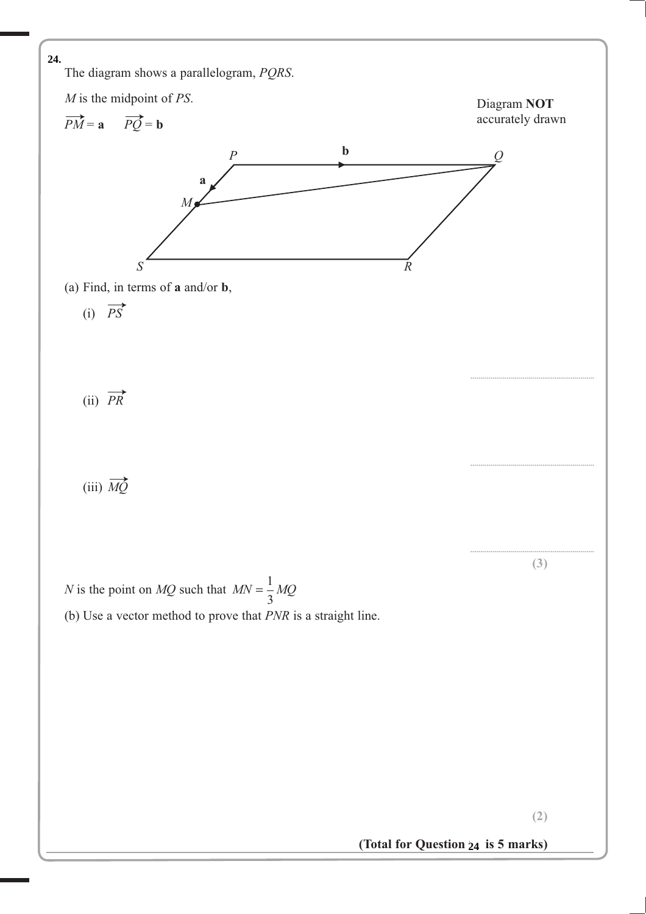**24.** The diagram shows a parallelogram, *PQRS*.

*M* is the midpoint of *PS*.

$\overrightarrow{PM} = \mathbf{a}$ $\quad \overrightarrow{PQ} = \mathbf{b}$

Diagram **NOT** accurately drawn

(a) Find, in terms of **a** and/or **b**,

(i) $\overrightarrow{PS}$

..............................

(ii) $\overrightarrow{PR}$

..............................

(iii) $\overrightarrow{MQ}$

..............................

**(3)**

*N* is the point on *MQ* such that $MN = \frac{1}{3}MQ$

(b) Use a vector method to prove that *PNR* is a straight line.

**(2)**

**(Total for Question 24 is 5 marks)**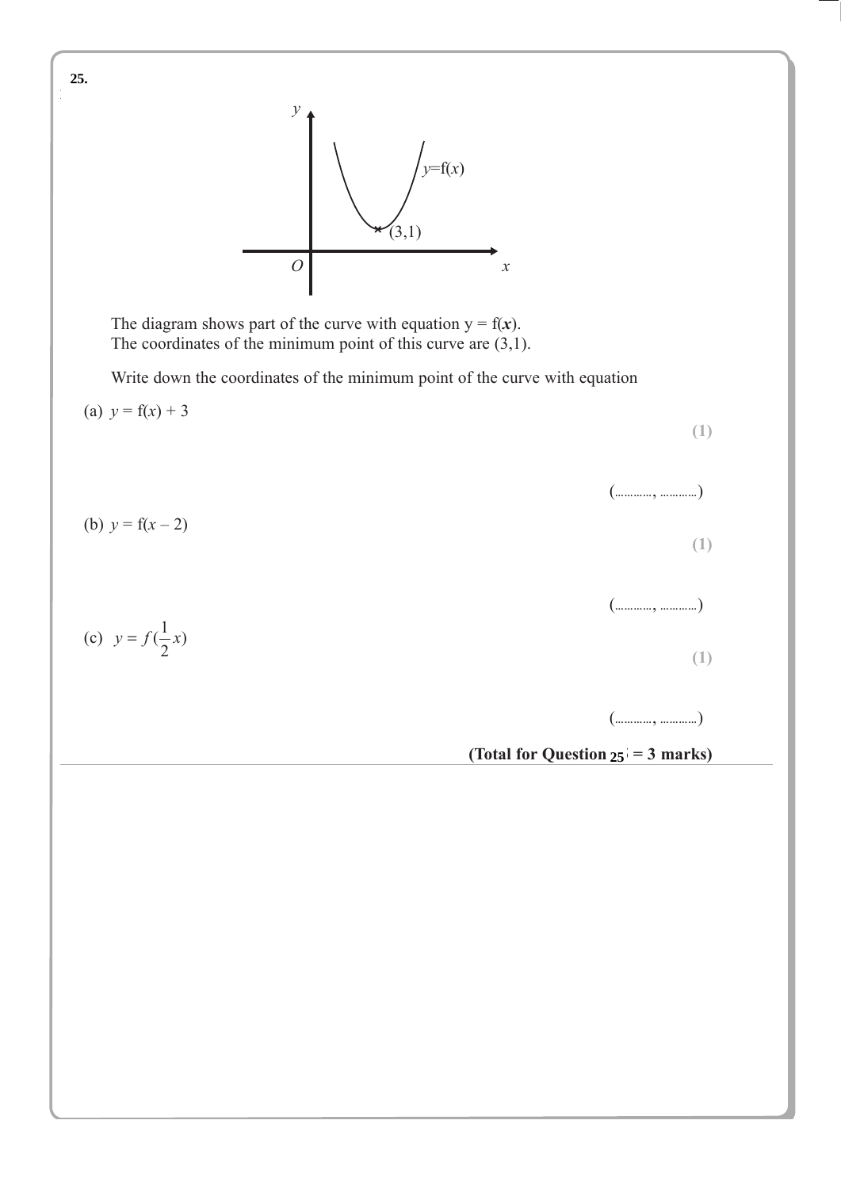**25.**

The diagram shows part of the curve with equation $y = f(x)$.
The coordinates of the minimum point of this curve are (3,1).

Write down the coordinates of the minimum point of the curve with equation

(a) $y = f(x) + 3$

**(1)**

(…………, …………)

(b) $y = f(x - 2)$

**(1)**

(…………, …………)

(c) $y = f(\frac{1}{2}x)$

**(1)**

(…………, …………)

**(Total for Question 25 = 3 marks)**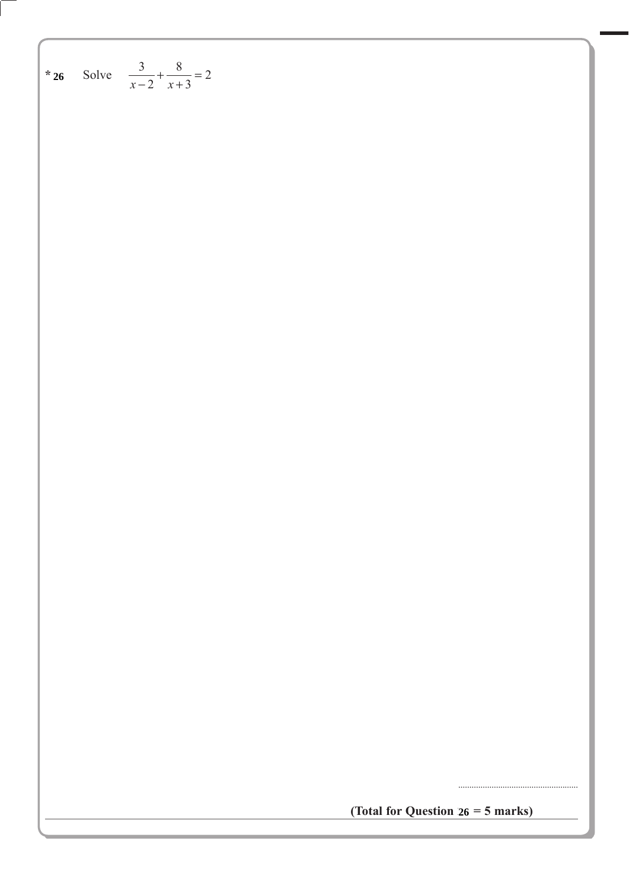*26 Solve $\dfrac{3}{x-2}+\dfrac{8}{x+3}=2$

......................................................

**(Total for Question 26 = 5 marks)**